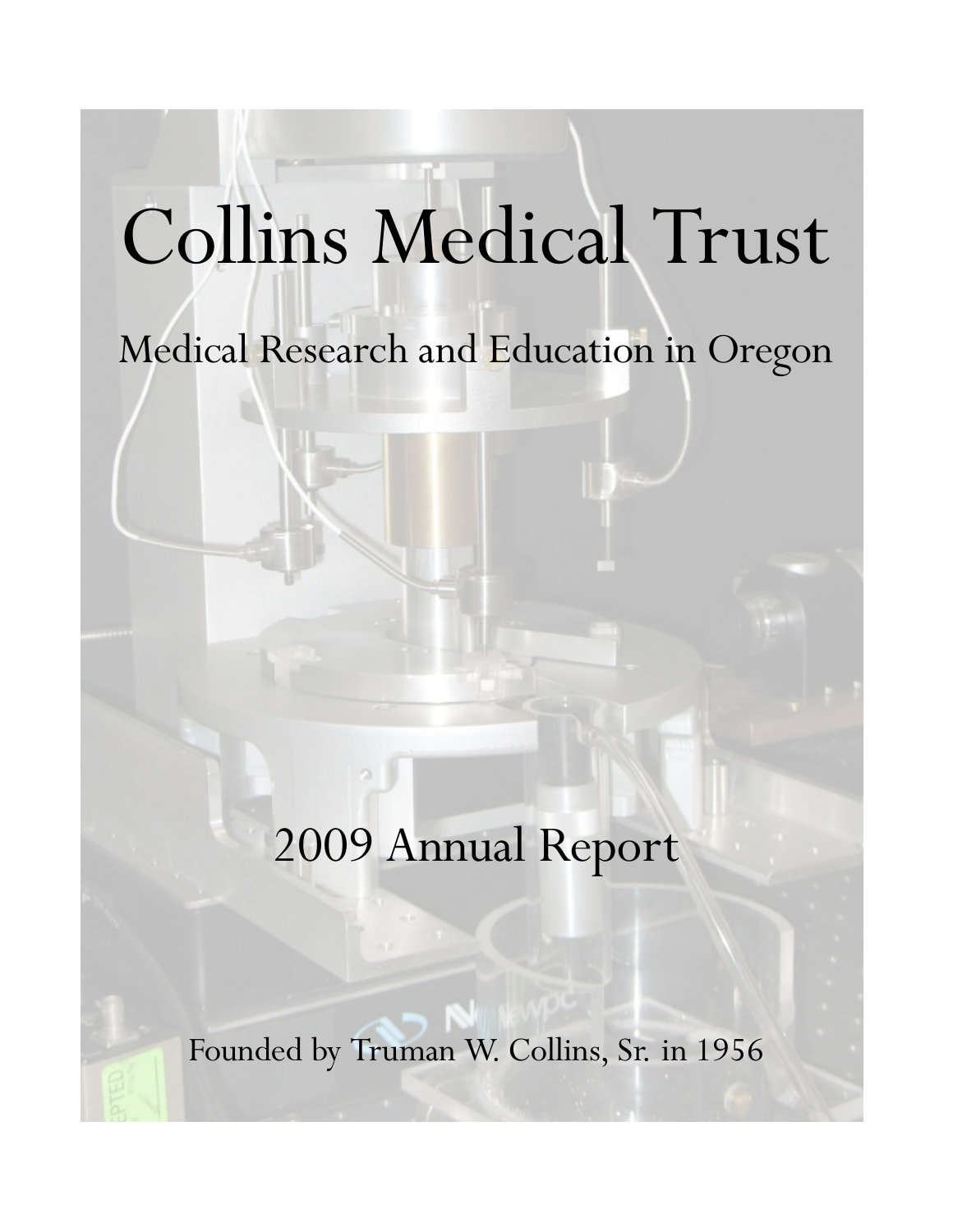# Collins Medical Trust

## Medical Research and Education in Oregon

## 2009 Annual Report

Founded by Truman W. Collins, Sr. in 1956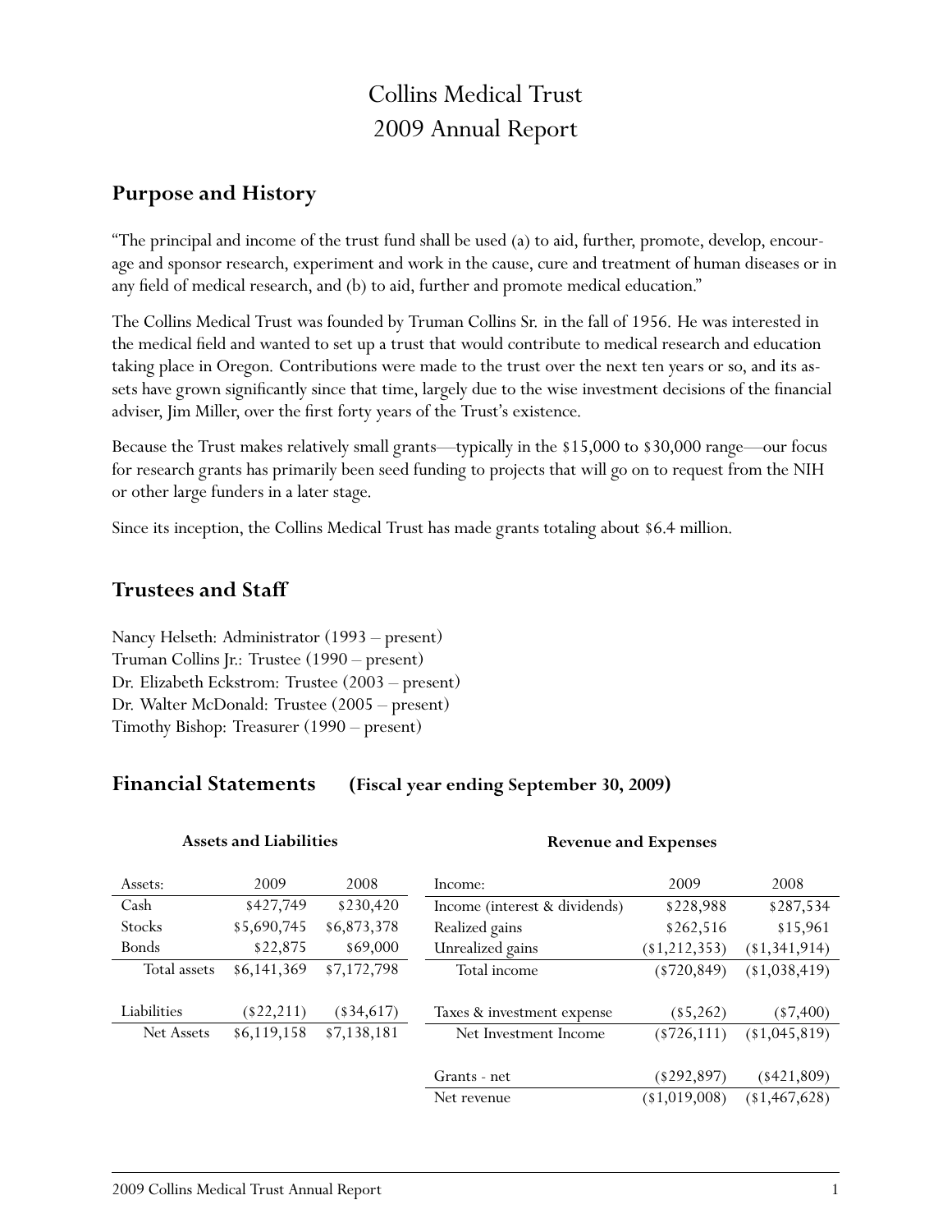# Collins Medical Trust
# 2009 Annual Report

## Purpose and History

"The principal and income of the trust fund shall be used (a) to aid, further, promote, develop, encourage and sponsor research, experiment and work in the cause, cure and treatment of human diseases or in any field of medical research, and (b) to aid, further and promote medical education."

The Collins Medical Trust was founded by Truman Collins Sr. in the fall of 1956. He was interested in the medical field and wanted to set up a trust that would contribute to medical research and education taking place in Oregon. Contributions were made to the trust over the next ten years or so, and its assets have grown significantly since that time, largely due to the wise investment decisions of the financial adviser, Jim Miller, over the first forty years of the Trust's existence.

Because the Trust makes relatively small grants—typically in the $15,000 to $30,000 range—our focus for research grants has primarily been seed funding to projects that will go on to request from the NIH or other large funders in a later stage.

Since its inception, the Collins Medical Trust has made grants totaling about $6.4 million.

## Trustees and Staff

Nancy Helseth: Administrator (1993 – present)
Truman Collins Jr.: Trustee (1990 – present)
Dr. Elizabeth Eckstrom: Trustee (2003 – present)
Dr. Walter McDonald: Trustee (2005 – present)
Timothy Bishop: Treasurer (1990 – present)

## Financial Statements (Fiscal year ending September 30, 2009)

**Assets and Liabilities**

| Assets: | 2009 | 2008 |
|---|---|---|
| Cash | $427,749 | $230,420 |
| Stocks | $5,690,745 | $6,873,378 |
| Bonds | $22,875 | $69,000 |
| Total assets | $6,141,369 | $7,172,798 |
| Liabilities | ($22,211) | ($34,617) |
| Net Assets | $6,119,158 | $7,138,181 |

**Revenue and Expenses**

| Income: | 2009 | 2008 |
|---|---|---|
| Income (interest & dividends) | $228,988 | $287,534 |
| Realized gains | $262,516 | $15,961 |
| Unrealized gains | ($1,212,353) | ($1,341,914) |
| Total income | ($720,849) | ($1,038,419) |
| Taxes & investment expense | ($5,262) | ($7,400) |
| Net Investment Income | ($726,111) | ($1,045,819) |
| Grants - net | ($292,897) | ($421,809) |
| Net revenue | ($1,019,008) | ($1,467,628) |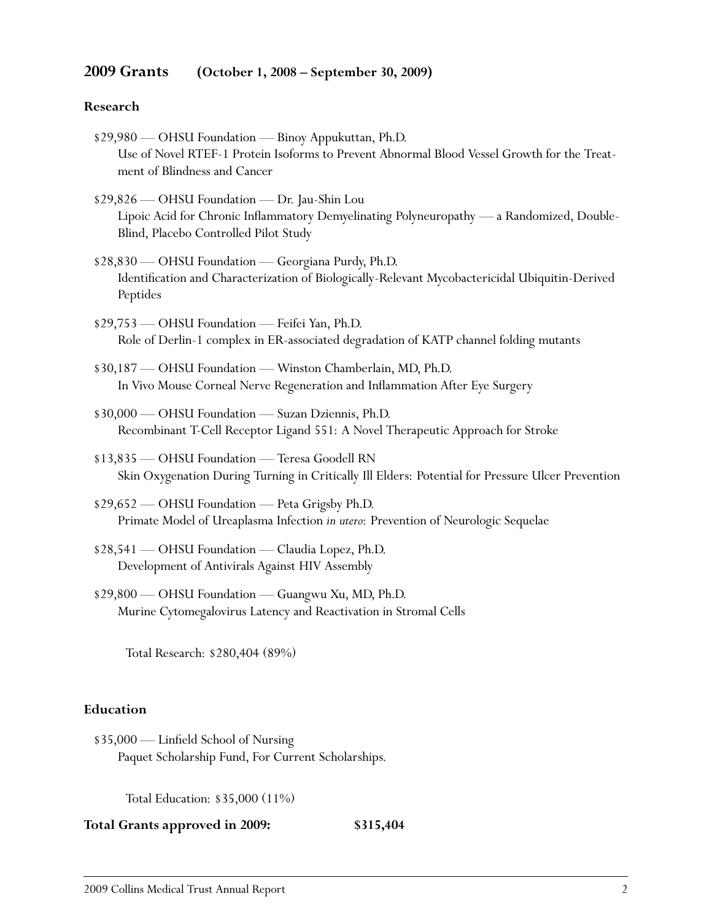## 2009 Grants (October 1, 2008 – September 30, 2009)

### Research

$29,980 — OHSU Foundation — Binoy Appukuttan, Ph.D.
Use of Novel RTEF-1 Protein Isoforms to Prevent Abnormal Blood Vessel Growth for the Treatment of Blindness and Cancer

$29,826 — OHSU Foundation — Dr. Jau-Shin Lou
Lipoic Acid for Chronic Inflammatory Demyelinating Polyneuropathy — a Randomized, Double-Blind, Placebo Controlled Pilot Study

$28,830 — OHSU Foundation — Georgiana Purdy, Ph.D.
Identification and Characterization of Biologically-Relevant Mycobactericidal Ubiquitin-Derived Peptides

$29,753 — OHSU Foundation — Feifei Yan, Ph.D.
Role of Derlin-1 complex in ER-associated degradation of KATP channel folding mutants

$30,187 — OHSU Foundation — Winston Chamberlain, MD, Ph.D.
In Vivo Mouse Corneal Nerve Regeneration and Inflammation After Eye Surgery

$30,000 — OHSU Foundation — Suzan Dziennis, Ph.D.
Recombinant T-Cell Receptor Ligand 551: A Novel Therapeutic Approach for Stroke

$13,835 — OHSU Foundation — Teresa Goodell RN
Skin Oxygenation During Turning in Critically Ill Elders: Potential for Pressure Ulcer Prevention

$29,652 — OHSU Foundation — Peta Grigsby Ph.D.
Primate Model of Ureaplasma Infection *in utero*: Prevention of Neurologic Sequelae

$28,541 — OHSU Foundation — Claudia Lopez, Ph.D.
Development of Antivirals Against HIV Assembly

$29,800 — OHSU Foundation — Guangwu Xu, MD, Ph.D.
Murine Cytomegalovirus Latency and Reactivation in Stromal Cells

Total Research: $280,404 (89%)

### Education

$35,000 — Linfield School of Nursing
Paquet Scholarship Fund, For Current Scholarships.

Total Education: $35,000 (11%)

**Total Grants approved in 2009: $315,404**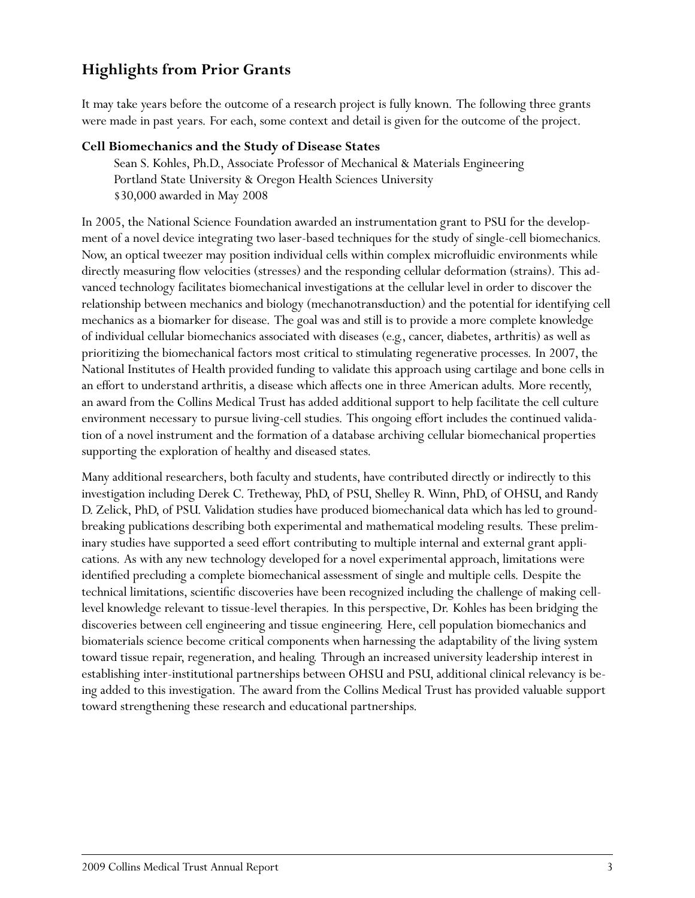## Highlights from Prior Grants

It may take years before the outcome of a research project is fully known. The following three grants were made in past years. For each, some context and detail is given for the outcome of the project.

### Cell Biomechanics and the Study of Disease States

Sean S. Kohles, Ph.D., Associate Professor of Mechanical & Materials Engineering
Portland State University & Oregon Health Sciences University
$30,000 awarded in May 2008

In 2005, the National Science Foundation awarded an instrumentation grant to PSU for the development of a novel device integrating two laser-based techniques for the study of single-cell biomechanics. Now, an optical tweezer may position individual cells within complex microfluidic environments while directly measuring flow velocities (stresses) and the responding cellular deformation (strains). This advanced technology facilitates biomechanical investigations at the cellular level in order to discover the relationship between mechanics and biology (mechanotransduction) and the potential for identifying cell mechanics as a biomarker for disease. The goal was and still is to provide a more complete knowledge of individual cellular biomechanics associated with diseases (e.g., cancer, diabetes, arthritis) as well as prioritizing the biomechanical factors most critical to stimulating regenerative processes. In 2007, the National Institutes of Health provided funding to validate this approach using cartilage and bone cells in an effort to understand arthritis, a disease which affects one in three American adults. More recently, an award from the Collins Medical Trust has added additional support to help facilitate the cell culture environment necessary to pursue living-cell studies. This ongoing effort includes the continued validation of a novel instrument and the formation of a database archiving cellular biomechanical properties supporting the exploration of healthy and diseased states.

Many additional researchers, both faculty and students, have contributed directly or indirectly to this investigation including Derek C. Tretheway, PhD, of PSU, Shelley R. Winn, PhD, of OHSU, and Randy D. Zelick, PhD, of PSU. Validation studies have produced biomechanical data which has led to groundbreaking publications describing both experimental and mathematical modeling results. These preliminary studies have supported a seed effort contributing to multiple internal and external grant applications. As with any new technology developed for a novel experimental approach, limitations were identified precluding a complete biomechanical assessment of single and multiple cells. Despite the technical limitations, scientific discoveries have been recognized including the challenge of making cell-level knowledge relevant to tissue-level therapies. In this perspective, Dr. Kohles has been bridging the discoveries between cell engineering and tissue engineering. Here, cell population biomechanics and biomaterials science become critical components when harnessing the adaptability of the living system toward tissue repair, regeneration, and healing. Through an increased university leadership interest in establishing inter-institutional partnerships between OHSU and PSU, additional clinical relevancy is being added to this investigation. The award from the Collins Medical Trust has provided valuable support toward strengthening these research and educational partnerships.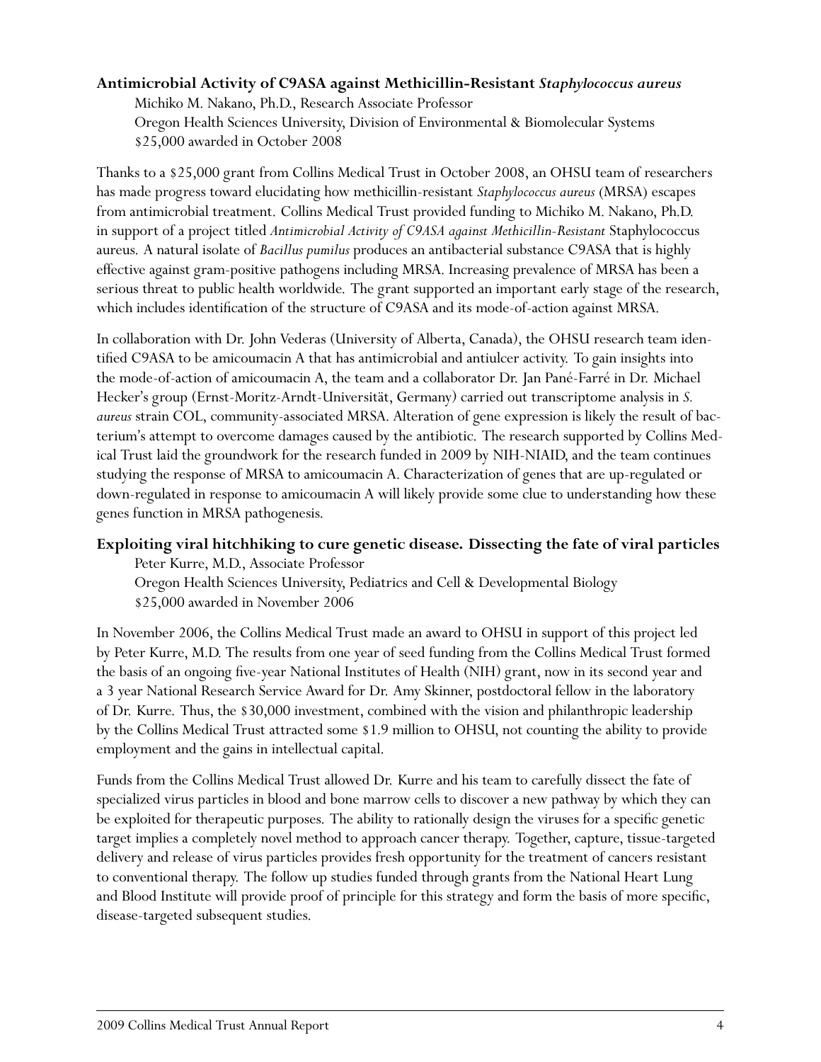**Antimicrobial Activity of C9ASA against Methicillin-Resistant *Staphylococcus aureus***

Michiko M. Nakano, Ph.D., Research Associate Professor
Oregon Health Sciences University, Division of Environmental & Biomolecular Systems
$25,000 awarded in October 2008

Thanks to a $25,000 grant from Collins Medical Trust in October 2008, an OHSU team of researchers has made progress toward elucidating how methicillin-resistant *Staphylococcus aureus* (MRSA) escapes from antimicrobial treatment. Collins Medical Trust provided funding to Michiko M. Nakano, Ph.D. in support of a project titled *Antimicrobial Activity of C9ASA against Methicillin-Resistant* Staphylococcus aureus. A natural isolate of *Bacillus pumilus* produces an antibacterial substance C9ASA that is highly effective against gram-positive pathogens including MRSA. Increasing prevalence of MRSA has been a serious threat to public health worldwide. The grant supported an important early stage of the research, which includes identification of the structure of C9ASA and its mode-of-action against MRSA.

In collaboration with Dr. John Vederas (University of Alberta, Canada), the OHSU research team identified C9ASA to be amicoumacin A that has antimicrobial and antiulcer activity. To gain insights into the mode-of-action of amicoumacin A, the team and a collaborator Dr. Jan Pané-Farré in Dr. Michael Hecker's group (Ernst-Moritz-Arndt-Universität, Germany) carried out transcriptome analysis in *S. aureus* strain COL, community-associated MRSA. Alteration of gene expression is likely the result of bacterium's attempt to overcome damages caused by the antibiotic. The research supported by Collins Medical Trust laid the groundwork for the research funded in 2009 by NIH-NIAID, and the team continues studying the response of MRSA to amicoumacin A. Characterization of genes that are up-regulated or down-regulated in response to amicoumacin A will likely provide some clue to understanding how these genes function in MRSA pathogenesis.

**Exploiting viral hitchhiking to cure genetic disease. Dissecting the fate of viral particles**

Peter Kurre, M.D., Associate Professor
Oregon Health Sciences University, Pediatrics and Cell & Developmental Biology
$25,000 awarded in November 2006

In November 2006, the Collins Medical Trust made an award to OHSU in support of this project led by Peter Kurre, M.D. The results from one year of seed funding from the Collins Medical Trust formed the basis of an ongoing five-year National Institutes of Health (NIH) grant, now in its second year and a 3 year National Research Service Award for Dr. Amy Skinner, postdoctoral fellow in the laboratory of Dr. Kurre. Thus, the $30,000 investment, combined with the vision and philanthropic leadership by the Collins Medical Trust attracted some $1.9 million to OHSU, not counting the ability to provide employment and the gains in intellectual capital.

Funds from the Collins Medical Trust allowed Dr. Kurre and his team to carefully dissect the fate of specialized virus particles in blood and bone marrow cells to discover a new pathway by which they can be exploited for therapeutic purposes. The ability to rationally design the viruses for a specific genetic target implies a completely novel method to approach cancer therapy. Together, capture, tissue-targeted delivery and release of virus particles provides fresh opportunity for the treatment of cancers resistant to conventional therapy. The follow up studies funded through grants from the National Heart Lung and Blood Institute will provide proof of principle for this strategy and form the basis of more specific, disease-targeted subsequent studies.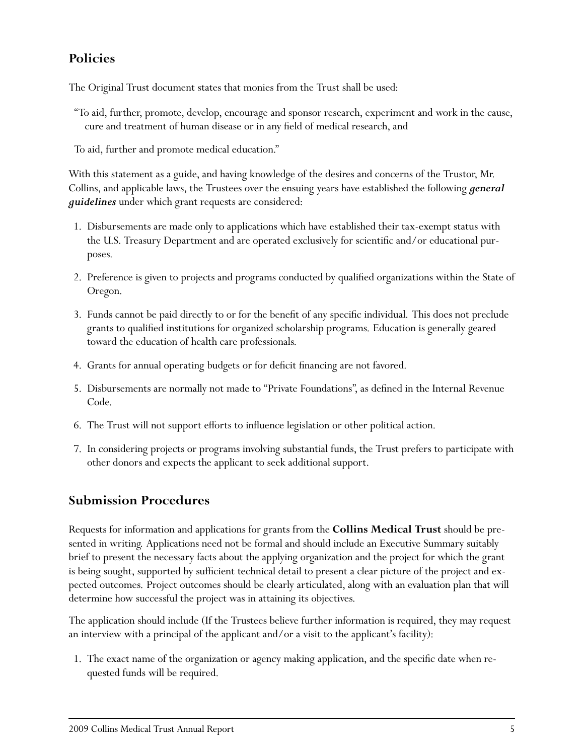## Policies

The Original Trust document states that monies from the Trust shall be used:

> "To aid, further, promote, develop, encourage and sponsor research, experiment and work in the cause, cure and treatment of human disease or in any field of medical research, and
>
> To aid, further and promote medical education."

With this statement as a guide, and having knowledge of the desires and concerns of the Trustor, Mr. Collins, and applicable laws, the Trustees over the ensuing years have established the following ***general guidelines*** under which grant requests are considered:

1. Disbursements are made only to applications which have established their tax-exempt status with the U.S. Treasury Department and are operated exclusively for scientific and/or educational purposes.
2. Preference is given to projects and programs conducted by qualified organizations within the State of Oregon.
3. Funds cannot be paid directly to or for the benefit of any specific individual. This does not preclude grants to qualified institutions for organized scholarship programs. Education is generally geared toward the education of health care professionals.
4. Grants for annual operating budgets or for deficit financing are not favored.
5. Disbursements are normally not made to "Private Foundations", as defined in the Internal Revenue Code.
6. The Trust will not support efforts to influence legislation or other political action.
7. In considering projects or programs involving substantial funds, the Trust prefers to participate with other donors and expects the applicant to seek additional support.

## Submission Procedures

Requests for information and applications for grants from the **Collins Medical Trust** should be presented in writing. Applications need not be formal and should include an Executive Summary suitably brief to present the necessary facts about the applying organization and the project for which the grant is being sought, supported by sufficient technical detail to present a clear picture of the project and expected outcomes. Project outcomes should be clearly articulated, along with an evaluation plan that will determine how successful the project was in attaining its objectives.

The application should include (If the Trustees believe further information is required, they may request an interview with a principal of the applicant and/or a visit to the applicant's facility):

1. The exact name of the organization or agency making application, and the specific date when requested funds will be required.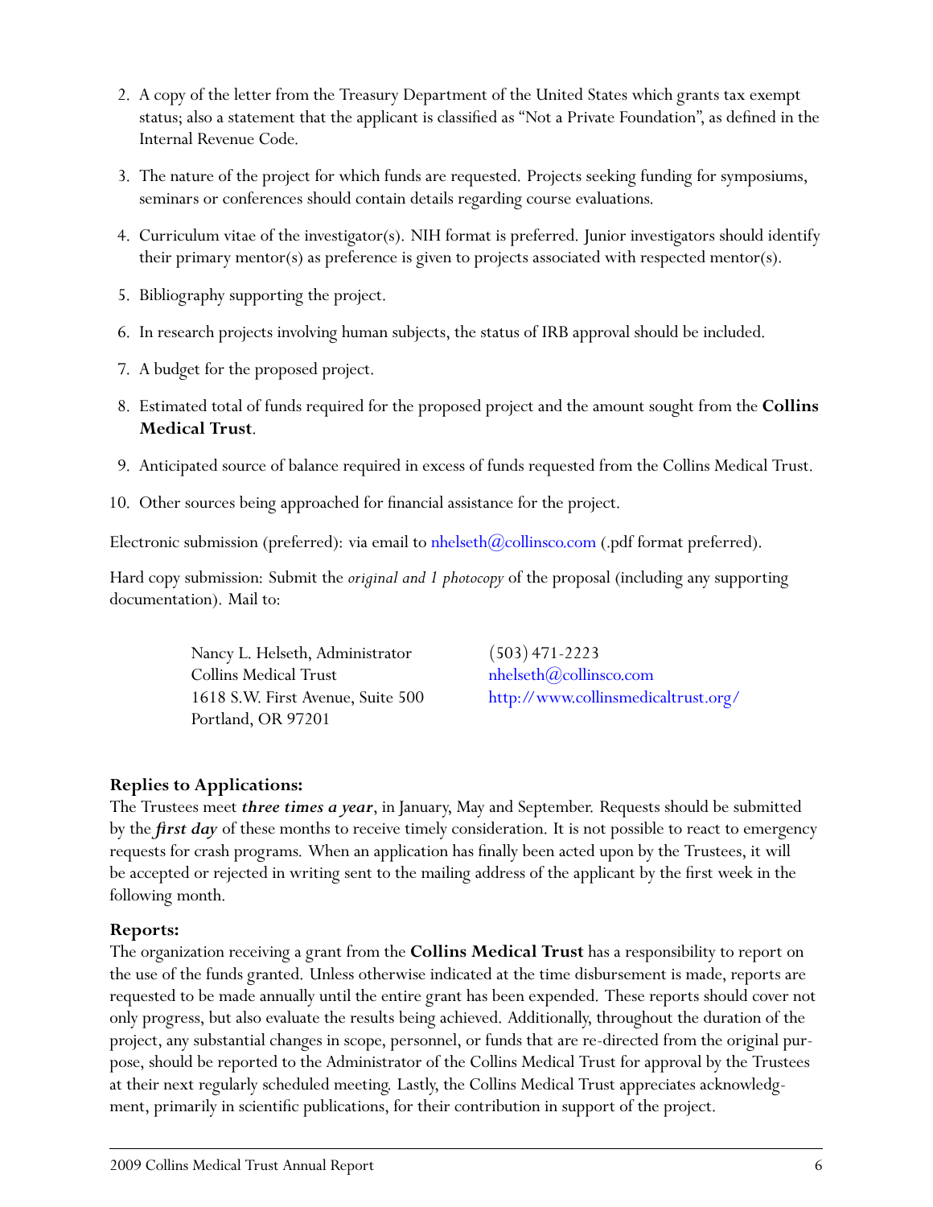2. A copy of the letter from the Treasury Department of the United States which grants tax exempt status; also a statement that the applicant is classified as "Not a Private Foundation", as defined in the Internal Revenue Code.

3. The nature of the project for which funds are requested. Projects seeking funding for symposiums, seminars or conferences should contain details regarding course evaluations.

4. Curriculum vitae of the investigator(s). NIH format is preferred. Junior investigators should identify their primary mentor(s) as preference is given to projects associated with respected mentor(s).

5. Bibliography supporting the project.

6. In research projects involving human subjects, the status of IRB approval should be included.

7. A budget for the proposed project.

8. Estimated total of funds required for the proposed project and the amount sought from the **Collins Medical Trust**.

9. Anticipated source of balance required in excess of funds requested from the Collins Medical Trust.

10. Other sources being approached for financial assistance for the project.

Electronic submission (preferred): via email to nhelseth@collinsco.com (.pdf format preferred).

Hard copy submission: Submit the *original and 1 photocopy* of the proposal (including any supporting documentation). Mail to:

Nancy L. Helseth, Administrator
Collins Medical Trust
1618 S.W. First Avenue, Suite 500
Portland, OR 97201

(503) 471-2223
nhelseth@collinsco.com
http://www.collinsmedicaltrust.org/

### Replies to Applications:

The Trustees meet ***three times a year***, in January, May and September. Requests should be submitted by the ***first day*** of these months to receive timely consideration. It is not possible to react to emergency requests for crash programs. When an application has finally been acted upon by the Trustees, it will be accepted or rejected in writing sent to the mailing address of the applicant by the first week in the following month.

### Reports:

The organization receiving a grant from the **Collins Medical Trust** has a responsibility to report on the use of the funds granted. Unless otherwise indicated at the time disbursement is made, reports are requested to be made annually until the entire grant has been expended. These reports should cover not only progress, but also evaluate the results being achieved. Additionally, throughout the duration of the project, any substantial changes in scope, personnel, or funds that are re-directed from the original purpose, should be reported to the Administrator of the Collins Medical Trust for approval by the Trustees at their next regularly scheduled meeting. Lastly, the Collins Medical Trust appreciates acknowledgment, primarily in scientific publications, for their contribution in support of the project.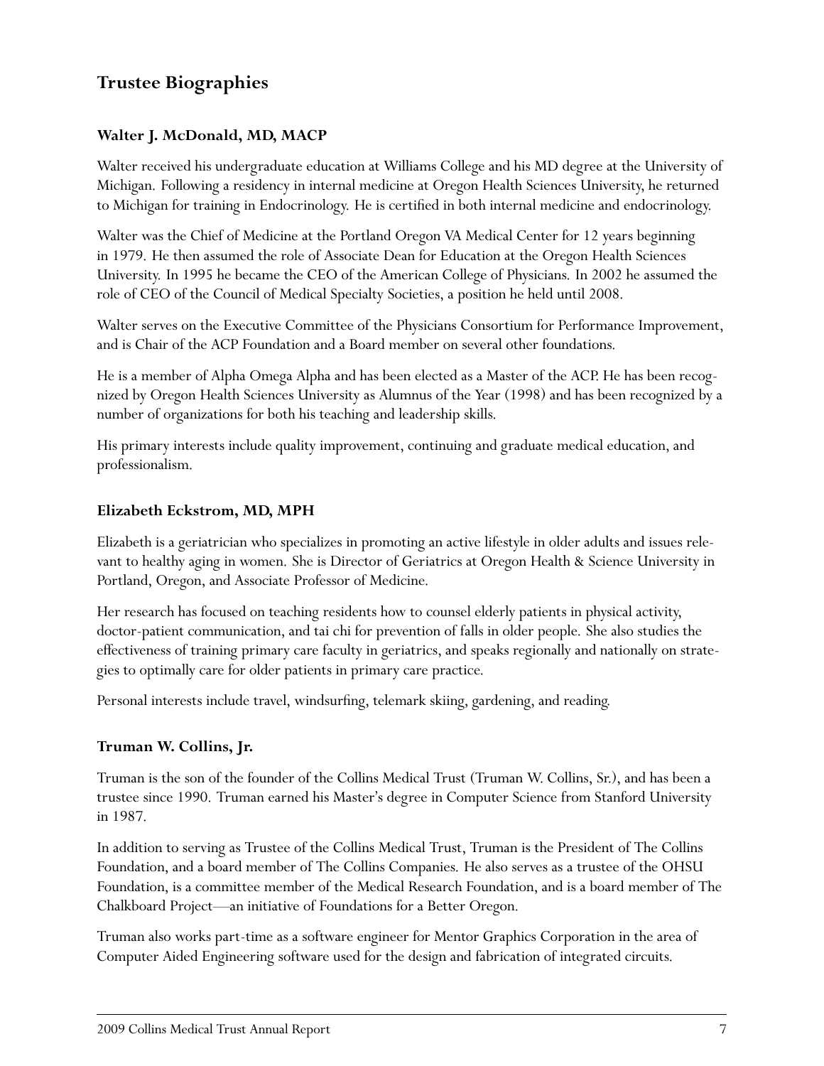## Trustee Biographies

### Walter J. McDonald, MD, MACP

Walter received his undergraduate education at Williams College and his MD degree at the University of Michigan. Following a residency in internal medicine at Oregon Health Sciences University, he returned to Michigan for training in Endocrinology. He is certified in both internal medicine and endocrinology.

Walter was the Chief of Medicine at the Portland Oregon VA Medical Center for 12 years beginning in 1979. He then assumed the role of Associate Dean for Education at the Oregon Health Sciences University. In 1995 he became the CEO of the American College of Physicians. In 2002 he assumed the role of CEO of the Council of Medical Specialty Societies, a position he held until 2008.

Walter serves on the Executive Committee of the Physicians Consortium for Performance Improvement, and is Chair of the ACP Foundation and a Board member on several other foundations.

He is a member of Alpha Omega Alpha and has been elected as a Master of the ACP. He has been recognized by Oregon Health Sciences University as Alumnus of the Year (1998) and has been recognized by a number of organizations for both his teaching and leadership skills.

His primary interests include quality improvement, continuing and graduate medical education, and professionalism.

### Elizabeth Eckstrom, MD, MPH

Elizabeth is a geriatrician who specializes in promoting an active lifestyle in older adults and issues relevant to healthy aging in women. She is Director of Geriatrics at Oregon Health & Science University in Portland, Oregon, and Associate Professor of Medicine.

Her research has focused on teaching residents how to counsel elderly patients in physical activity, doctor-patient communication, and tai chi for prevention of falls in older people. She also studies the effectiveness of training primary care faculty in geriatrics, and speaks regionally and nationally on strategies to optimally care for older patients in primary care practice.

Personal interests include travel, windsurfing, telemark skiing, gardening, and reading.

### Truman W. Collins, Jr.

Truman is the son of the founder of the Collins Medical Trust (Truman W. Collins, Sr.), and has been a trustee since 1990. Truman earned his Master's degree in Computer Science from Stanford University in 1987.

In addition to serving as Trustee of the Collins Medical Trust, Truman is the President of The Collins Foundation, and a board member of The Collins Companies. He also serves as a trustee of the OHSU Foundation, is a committee member of the Medical Research Foundation, and is a board member of The Chalkboard Project—an initiative of Foundations for a Better Oregon.

Truman also works part-time as a software engineer for Mentor Graphics Corporation in the area of Computer Aided Engineering software used for the design and fabrication of integrated circuits.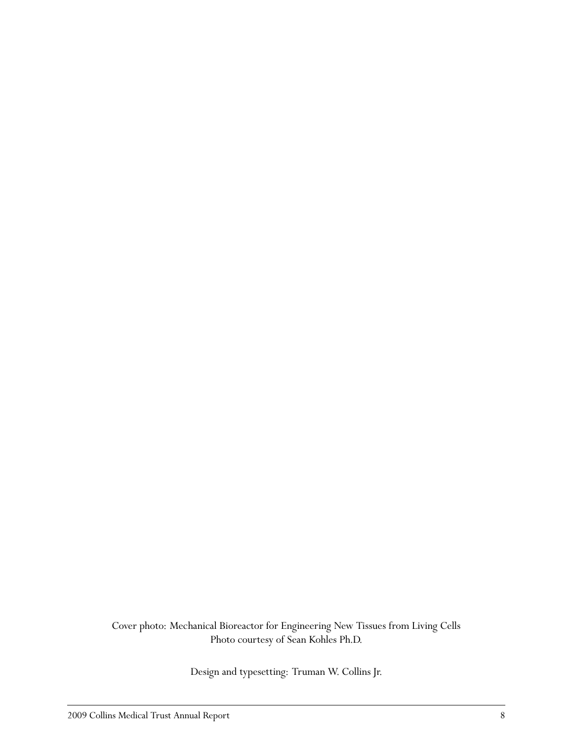Cover photo: Mechanical Bioreactor for Engineering New Tissues from Living Cells
Photo courtesy of Sean Kohles Ph.D.

Design and typesetting: Truman W. Collins Jr.